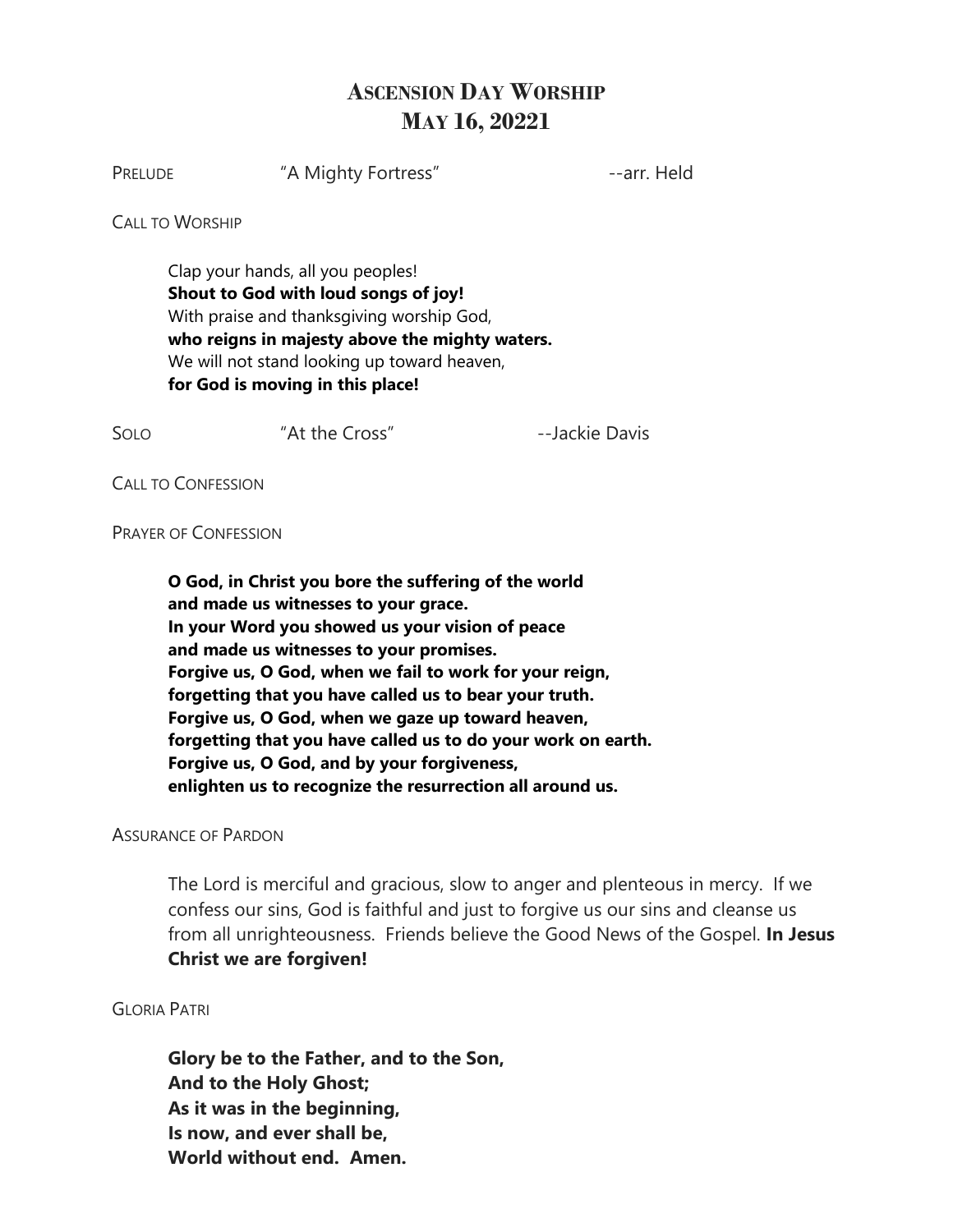# Ascension Day Worship
# May 16, 20221

PRELUDE "A Mighty Fortress" --arr. Held

CALL TO WORSHIP

> Clap your hands, all you peoples!
> **Shout to God with loud songs of joy!**
> With praise and thanksgiving worship God,
> **who reigns in majesty above the mighty waters.**
> We will not stand looking up toward heaven,
> **for God is moving in this place!**

SOLO "At the Cross" --Jackie Davis

CALL TO CONFESSION

PRAYER OF CONFESSION

> **O God, in Christ you bore the suffering of the world**
> **and made us witnesses to your grace.**
> **In your Word you showed us your vision of peace**
> **and made us witnesses to your promises.**
> **Forgive us, O God, when we fail to work for your reign,**
> **forgetting that you have called us to bear your truth.**
> **Forgive us, O God, when we gaze up toward heaven,**
> **forgetting that you have called us to do your work on earth.**
> **Forgive us, O God, and by your forgiveness,**
> **enlighten us to recognize the resurrection all around us.**

ASSURANCE OF PARDON

> The Lord is merciful and gracious, slow to anger and plenteous in mercy. If we confess our sins, God is faithful and just to forgive us our sins and cleanse us from all unrighteousness. Friends believe the Good News of the Gospel. **In Jesus Christ we are forgiven!**

GLORIA PATRI

> **Glory be to the Father, and to the Son,**
> **And to the Holy Ghost;**
> **As it was in the beginning,**
> **Is now, and ever shall be,**
> **World without end. Amen.**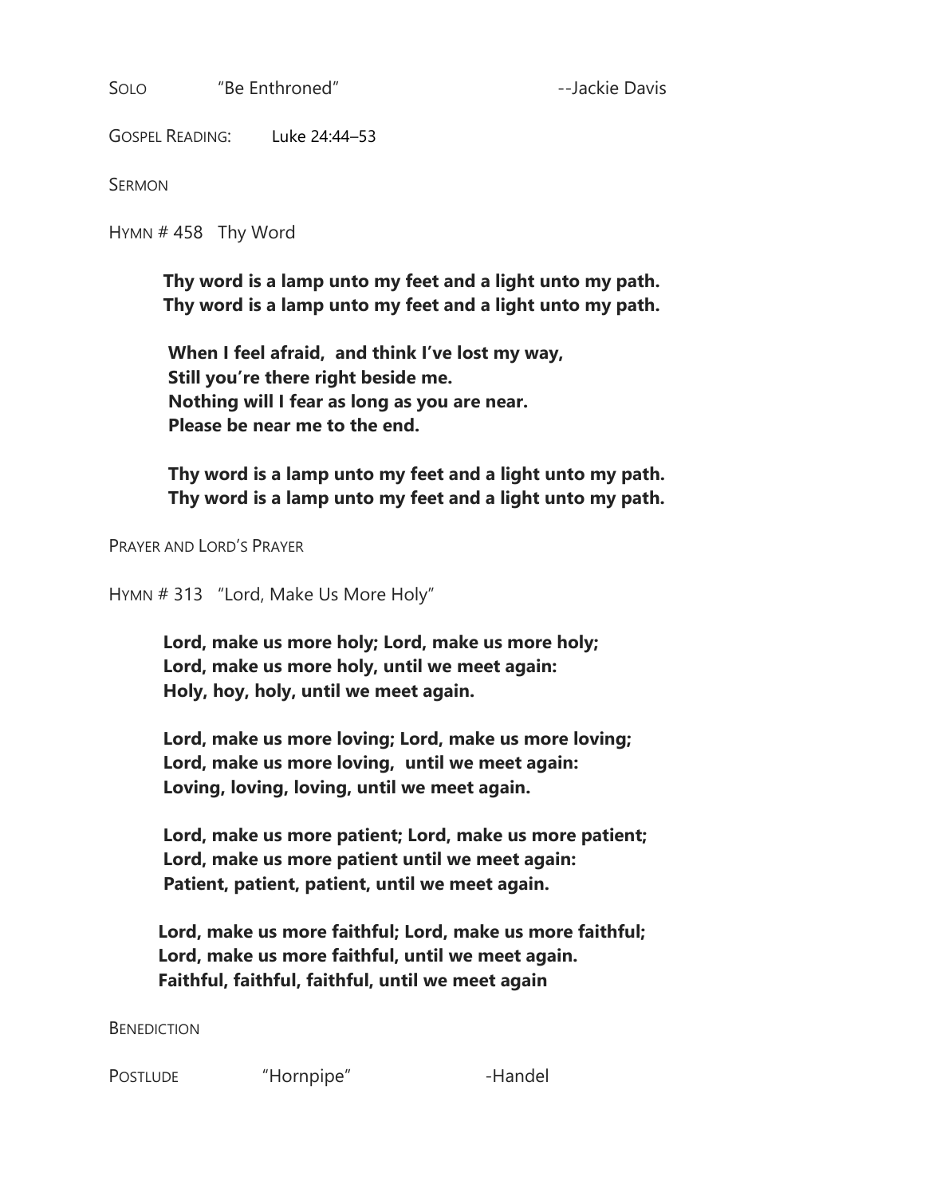SOLO "Be Enthroned" --Jackie Davis

GOSPEL READING: Luke 24:44–53

SERMON

HYMN # 458 Thy Word

**Thy word is a lamp unto my feet and a light unto my path.**
**Thy word is a lamp unto my feet and a light unto my path.**

**When I feel afraid, and think I've lost my way,**
**Still you're there right beside me.**
**Nothing will I fear as long as you are near.**
**Please be near me to the end.**

**Thy word is a lamp unto my feet and a light unto my path.**
**Thy word is a lamp unto my feet and a light unto my path.**

PRAYER AND LORD'S PRAYER

HYMN # 313 "Lord, Make Us More Holy"

**Lord, make us more holy; Lord, make us more holy;**
**Lord, make us more holy, until we meet again:**
**Holy, hoy, holy, until we meet again.**

**Lord, make us more loving; Lord, make us more loving;**
**Lord, make us more loving, until we meet again:**
**Loving, loving, loving, until we meet again.**

**Lord, make us more patient; Lord, make us more patient;**
**Lord, make us more patient until we meet again:**
**Patient, patient, patient, until we meet again.**

**Lord, make us more faithful; Lord, make us more faithful;**
**Lord, make us more faithful, until we meet again.**
**Faithful, faithful, faithful, until we meet again**

BENEDICTION

POSTLUDE "Hornpipe" -Handel